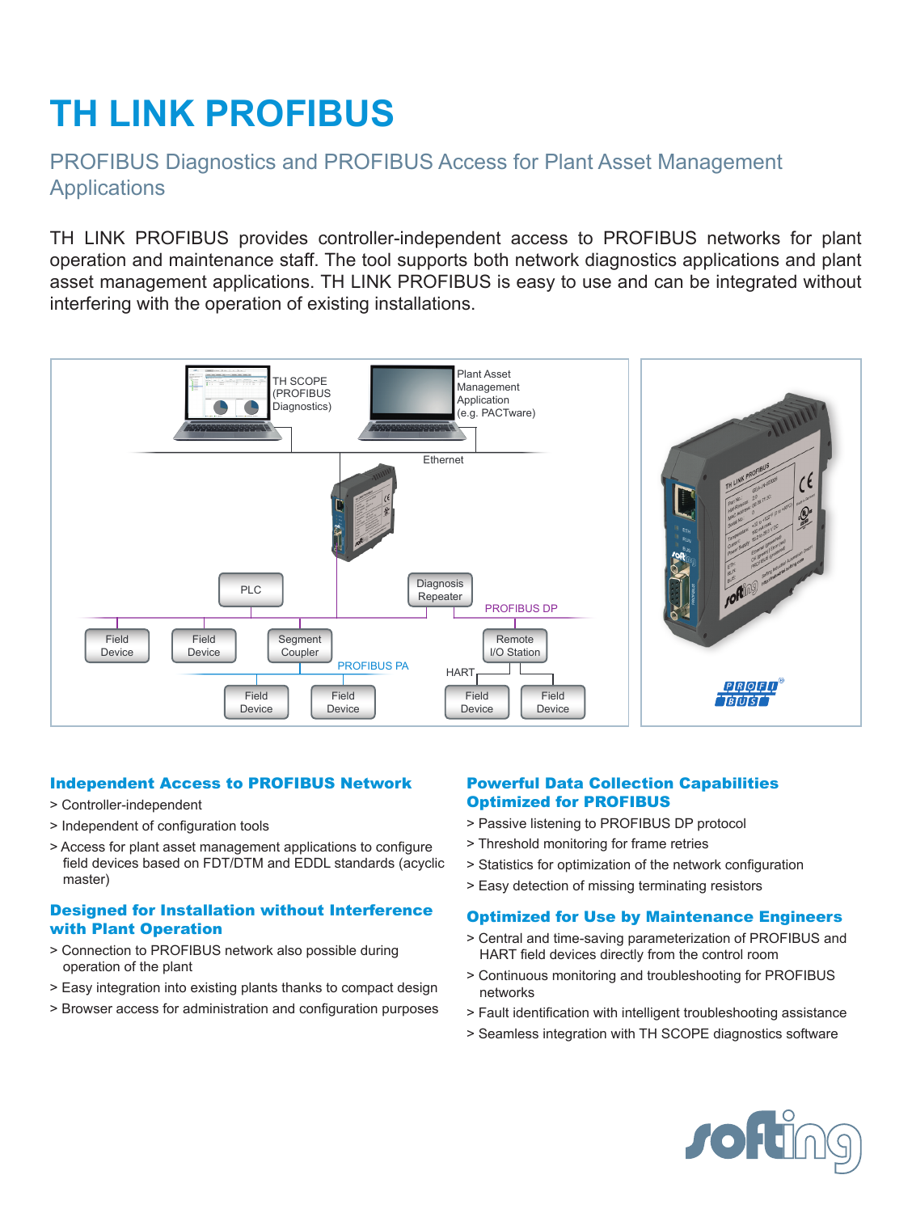# TH LINK PROFIBUS

## PROFIBUS Diagnostics and PROFIBUS Access for Plant Asset Management Applications

TH LINK PROFIBUS provides controller-independent access to PROFIBUS networks for plant operation and maintenance staff. The tool supports both network diagnostics applications and plant asset management applications. TH LINK PROFIBUS is easy to use and can be integrated without interfering with the operation of existing installations.

### Independent Access to PROFIBUS Network

> Controller-independent

> Independent of configuration tools

> Access for plant asset management applications to configure field devices based on FDT/DTM and EDDL standards (acyclic master)

### Designed for Installation without Interference with Plant Operation

> Connection to PROFIBUS network also possible during operation of the plant

> Easy integration into existing plants thanks to compact design

> Browser access for administration and configuration purposes

### Powerful Data Collection Capabilities Optimized for PROFIBUS

> Passive listening to PROFIBUS DP protocol

> Threshold monitoring for frame retries

> Statistics for optimization of the network configuration

> Easy detection of missing terminating resistors

### Optimized for Use by Maintenance Engineers

> Central and time-saving parameterization of PROFIBUS and HART field devices directly from the control room

> Continuous monitoring and troubleshooting for PROFIBUS networks

> Fault identification with intelligent troubleshooting assistance

> Seamless integration with TH SCOPE diagnostics software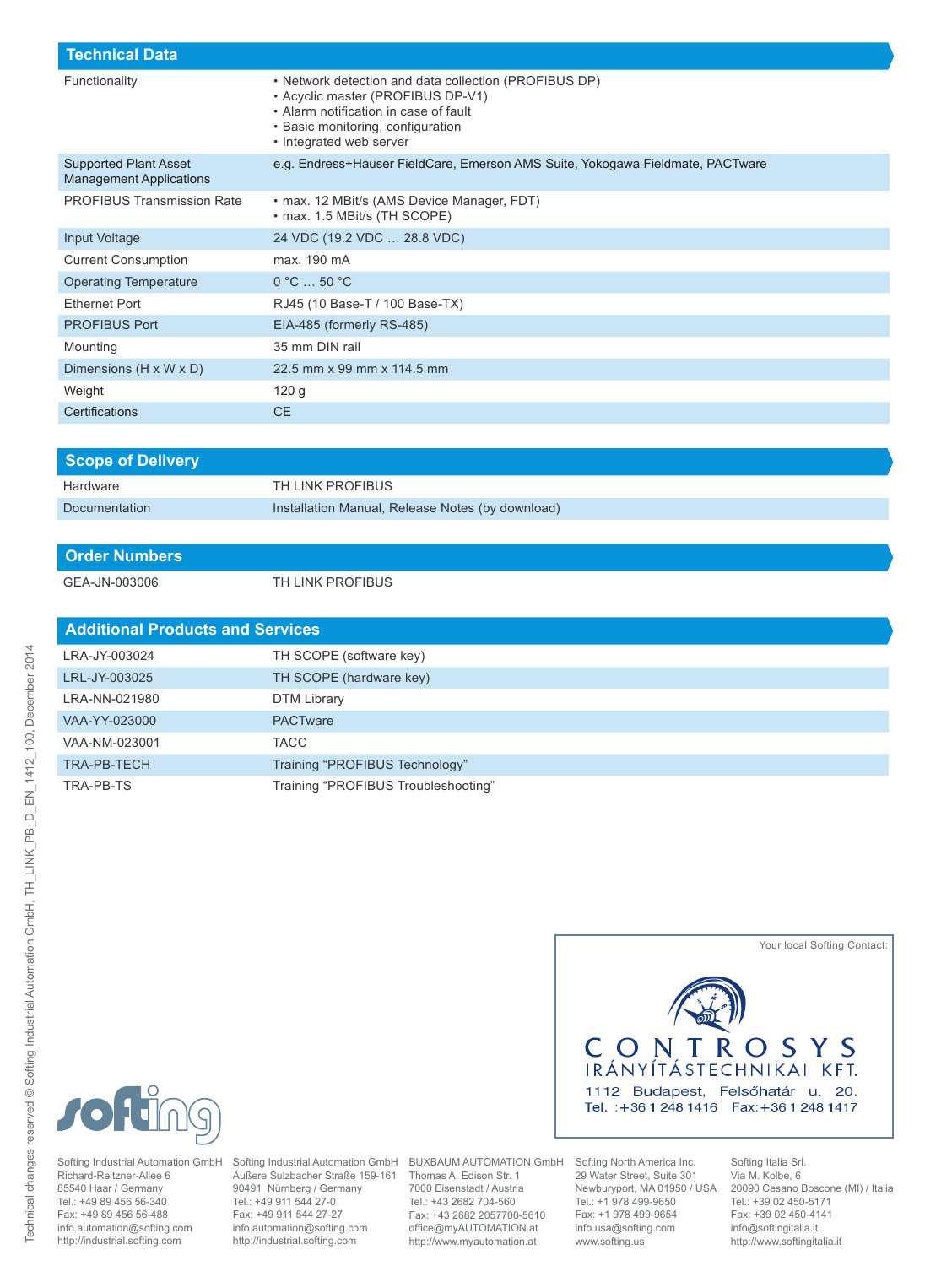## Technical Data

| | |
|---|---|
| Functionality | • Network detection and data collection (PROFIBUS DP)<br>• Acyclic master (PROFIBUS DP-V1)<br>• Alarm notification in case of fault<br>• Basic monitoring, configuration<br>• Integrated web server |
| Supported Plant Asset Management Applications | e.g. Endress+Hauser FieldCare, Emerson AMS Suite, Yokogawa Fieldmate, PACTware |
| PROFIBUS Transmission Rate | • max. 12 MBit/s (AMS Device Manager, FDT)<br>• max. 1.5 MBit/s (TH SCOPE) |
| Input Voltage | 24 VDC (19.2 VDC … 28.8 VDC) |
| Current Consumption | max. 190 mA |
| Operating Temperature | 0 °C … 50 °C |
| Ethernet Port | RJ45 (10 Base-T / 100 Base-TX) |
| PROFIBUS Port | EIA-485 (formerly RS-485) |
| Mounting | 35 mm DIN rail |
| Dimensions (H x W x D) | 22.5 mm x 99 mm x 114.5 mm |
| Weight | 120 g |
| Certifications | CE |

## Scope of Delivery

| | |
|---|---|
| Hardware | TH LINK PROFIBUS |
| Documentation | Installation Manual, Release Notes (by download) |

## Order Numbers

| | |
|---|---|
| GEA-JN-003006 | TH LINK PROFIBUS |

## Additional Products and Services

| | |
|---|---|
| LRA-JY-003024 | TH SCOPE (software key) |
| LRL-JY-003025 | TH SCOPE (hardware key) |
| LRA-NN-021980 | DTM Library |
| VAA-YY-023000 | PACTware |
| VAA-NM-023001 | TACC |
| TRA-PB-TECH | Training “PROFIBUS Technology” |
| TRA-PB-TS | Training “PROFIBUS Troubleshooting” |

Your local Softing Contact:

CONTROSYS
IRÁNYÍTÁSTECHNIKAI KFT.
1112 Budapest, Felsőhatár u. 20.
Tel. :+36 1 248 1416 Fax:+36 1 248 1417

softing

Softing Industrial Automation GmbH
Richard-Reitzner-Allee 6
85540 Haar / Germany
Tel.: +49 89 456 56-340
Fax: +49 89 456 56-488
info.automation@softing.com
http://industrial.softing.com

Softing Industrial Automation GmbH
Äußere Sulzbacher Straße 159-161
90491 Nürnberg / Germany
Tel.: +49 911 544 27-0
Fax: +49 911 544 27-27
info.automation@softing.com
http://industrial.softing.com

BUXBAUM AUTOMATION GmbH
Thomas A. Edison Str. 1
7000 Eisenstadt / Austria
Tel.: +43 2682 704-560
Fax: +43 2682 2057700-5610
office@myAUTOMATION.at
http://www.myautomation.at

Softing North America Inc.
29 Water Street, Suite 301
Newburyport, MA 01950 / USA
Tel.: +1 978 499-9650
Fax: +1 978 499-9654
info.usa@softing.com
www.softing.us

Softing Italia Srl.
Via M. Kolbe, 6
20090 Cesano Boscone (MI) / Italia
Tel.: +39 02 450-5171
Fax: +39 02 450-4141
info@softingitalia.it
http://www.softingitalia.it

Technical changes reserved © Softing Industrial Automation GmbH, TH_LINK_PB_D_EN_1412_100, December 2014